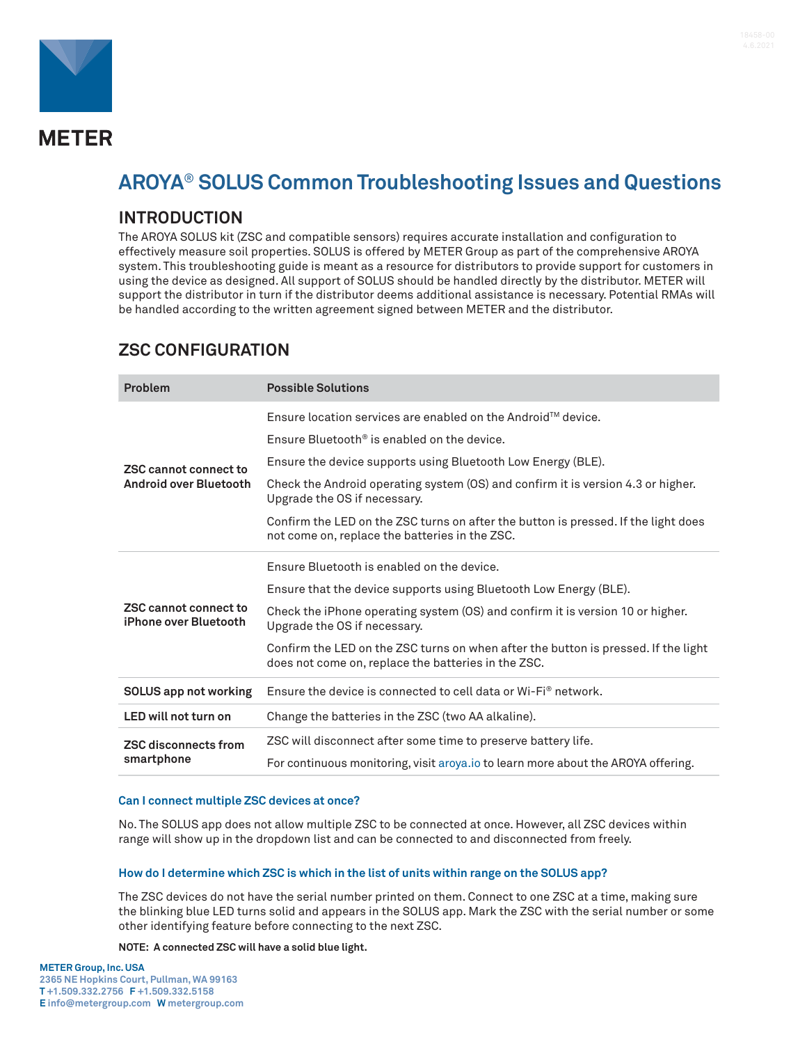# AROYA® SOLUS Common Troubleshooting Issues and Questions

## INTRODUCTION

The AROYA SOLUS kit (ZSC and compatible sensors) requires accurate installation and configuration to effectively measure soil properties. SOLUS is offered by METER Group as part of the comprehensive AROYA system. This troubleshooting guide is meant as a resource for distributors to provide support for customers in using the device as designed. All support of SOLUS should be handled directly by the distributor. METER will support the distributor in turn if the distributor deems additional assistance is necessary. Potential RMAs will be handled according to the written agreement signed between METER and the distributor.

## ZSC CONFIGURATION

| Problem | Possible Solutions |
| --- | --- |
| **ZSC cannot connect to Android over Bluetooth** | Ensure location services are enabled on the Android™ device.<br>Ensure Bluetooth® is enabled on the device.<br>Ensure the device supports using Bluetooth Low Energy (BLE).<br>Check the Android operating system (OS) and confirm it is version 4.3 or higher. Upgrade the OS if necessary.<br>Confirm the LED on the ZSC turns on after the button is pressed. If the light does not come on, replace the batteries in the ZSC. |
| **ZSC cannot connect to iPhone over Bluetooth** | Ensure Bluetooth is enabled on the device.<br>Ensure that the device supports using Bluetooth Low Energy (BLE).<br>Check the iPhone operating system (OS) and confirm it is version 10 or higher. Upgrade the OS if necessary.<br>Confirm the LED on the ZSC turns on when after the button is pressed. If the light does not come on, replace the batteries in the ZSC. |
| **SOLUS app not working** | Ensure the device is connected to cell data or Wi-Fi® network. |
| **LED will not turn on** | Change the batteries in the ZSC (two AA alkaline). |
| **ZSC disconnects from smartphone** | ZSC will disconnect after some time to preserve battery life.<br>For continuous monitoring, visit aroya.io to learn more about the AROYA offering. |

### Can I connect multiple ZSC devices at once?

No. The SOLUS app does not allow multiple ZSC to be connected at once. However, all ZSC devices within range will show up in the dropdown list and can be connected to and disconnected from freely.

### How do I determine which ZSC is which in the list of units within range on the SOLUS app?

The ZSC devices do not have the serial number printed on them. Connect to one ZSC at a time, making sure the blinking blue LED turns solid and appears in the SOLUS app. Mark the ZSC with the serial number or some other identifying feature before connecting to the next ZSC.

**NOTE: A connected ZSC will have a solid blue light.**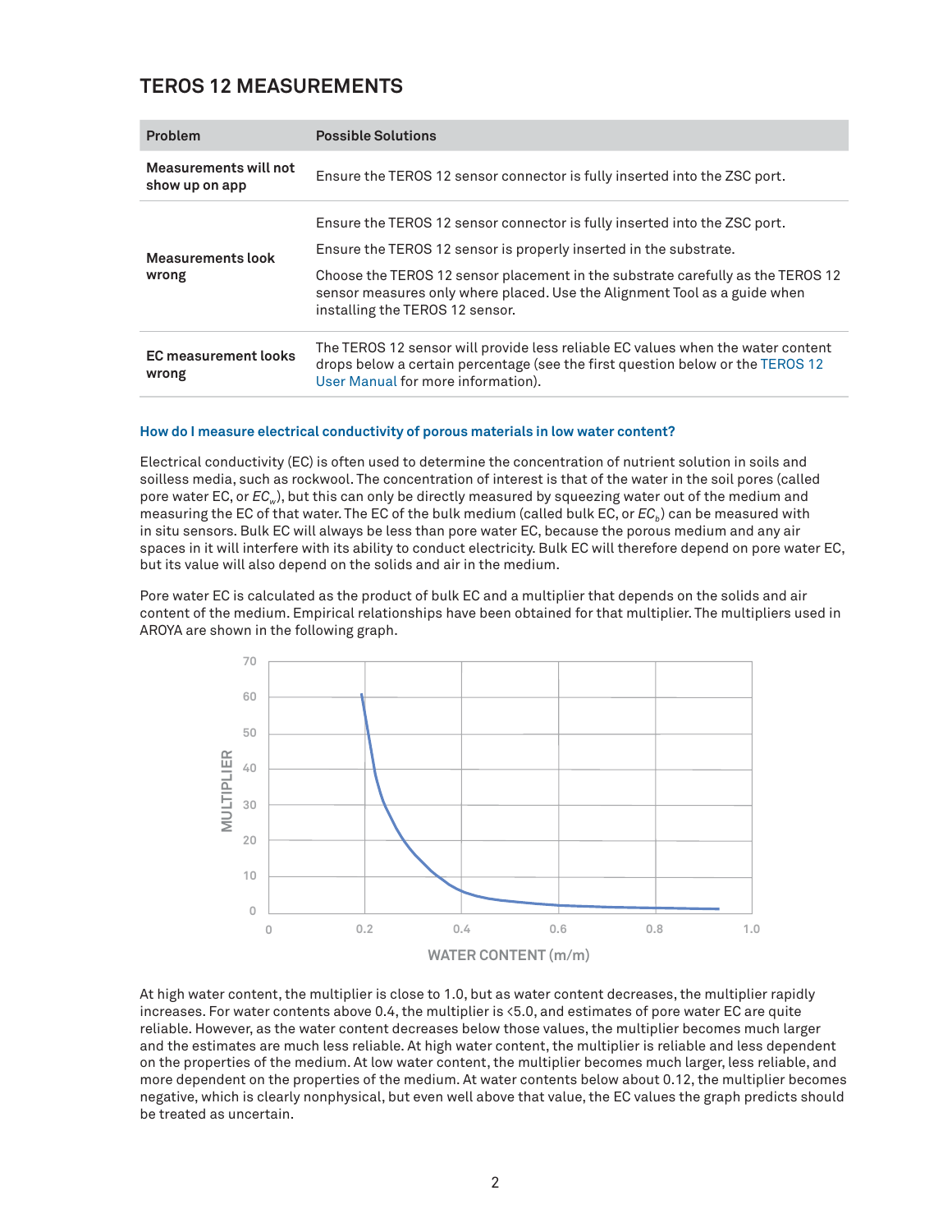## TEROS 12 MEASUREMENTS

| Problem | Possible Solutions |
|---|---|
| **Measurements will not show up on app** | Ensure the TEROS 12 sensor connector is fully inserted into the ZSC port. |
| **Measurements look wrong** | Ensure the TEROS 12 sensor connector is fully inserted into the ZSC port.<br><br>Ensure the TEROS 12 sensor is properly inserted in the substrate.<br><br>Choose the TEROS 12 sensor placement in the substrate carefully as the TEROS 12 sensor measures only where placed. Use the Alignment Tool as a guide when installing the TEROS 12 sensor. |
| **EC measurement looks wrong** | The TEROS 12 sensor will provide less reliable EC values when the water content drops below a certain percentage (see the first question below or the TEROS 12 User Manual for more information). |

### How do I measure electrical conductivity of porous materials in low water content?

Electrical conductivity (EC) is often used to determine the concentration of nutrient solution in soils and soilless media, such as rockwool. The concentration of interest is that of the water in the soil pores (called pore water EC, or $EC_w$), but this can only be directly measured by squeezing water out of the medium and measuring the EC of that water. The EC of the bulk medium (called bulk EC, or $EC_b$) can be measured with in situ sensors. Bulk EC will always be less than pore water EC, because the porous medium and any air spaces in it will interfere with its ability to conduct electricity. Bulk EC will therefore depend on pore water EC, but its value will also depend on the solids and air in the medium.

Pore water EC is calculated as the product of bulk EC and a multiplier that depends on the solids and air content of the medium. Empirical relationships have been obtained for that multiplier. The multipliers used in AROYA are shown in the following graph.

MULTIPLIER
70
60
50
40
30
20
10
0
0
0.2
0.4
0.6
0.8
1.0
WATER CONTENT (m/m)

At high water content, the multiplier is close to 1.0, but as water content decreases, the multiplier rapidly increases. For water contents above 0.4, the multiplier is <5.0, and estimates of pore water EC are quite reliable. However, as the water content decreases below those values, the multiplier becomes much larger and the estimates are much less reliable. At high water content, the multiplier is reliable and less dependent on the properties of the medium. At low water content, the multiplier becomes much larger, less reliable, and more dependent on the properties of the medium. At water contents below about 0.12, the multiplier becomes negative, which is clearly nonphysical, but even well above that value, the EC values the graph predicts should be treated as uncertain.